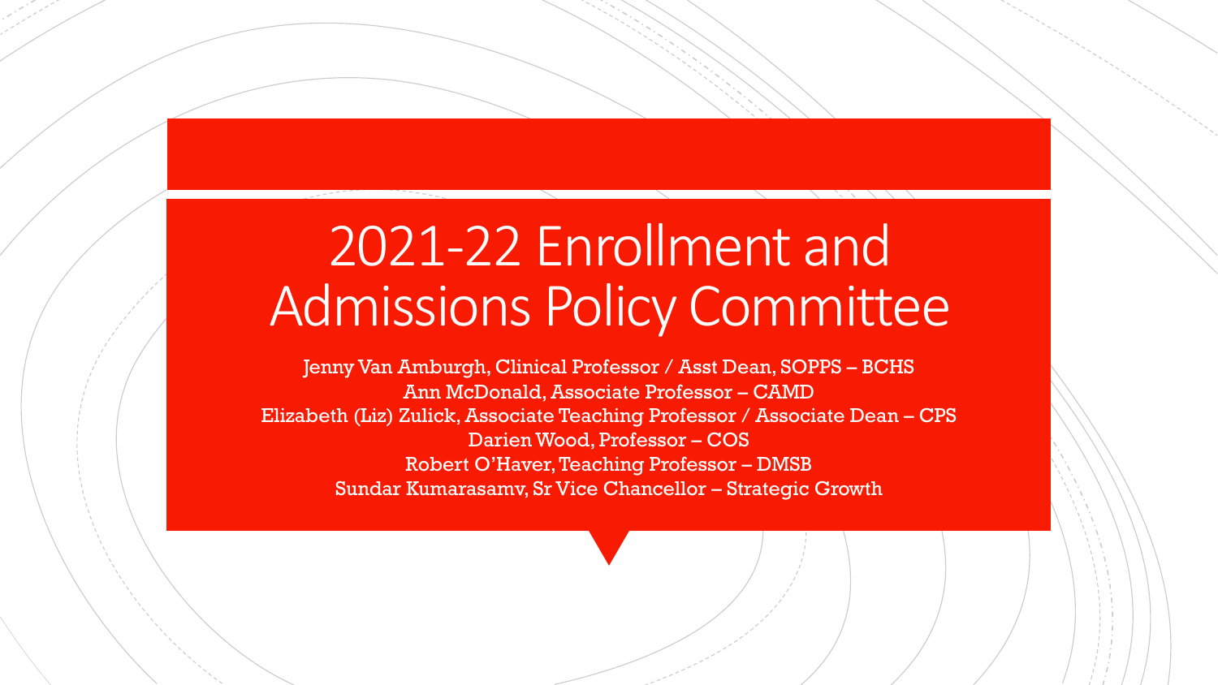# 2021-22 Enrollment and Admissions Policy Committee

Jenny Van Amburgh, Clinical Professor / Asst Dean, SOPPS – BCHS
Ann McDonald, Associate Professor – CAMD
Elizabeth (Liz) Zulick, Associate Teaching Professor / Associate Dean – CPS
Darien Wood, Professor – COS
Robert O'Haver, Teaching Professor – DMSB
Sundar Kumarasamy, Sr Vice Chancellor – Strategic Growth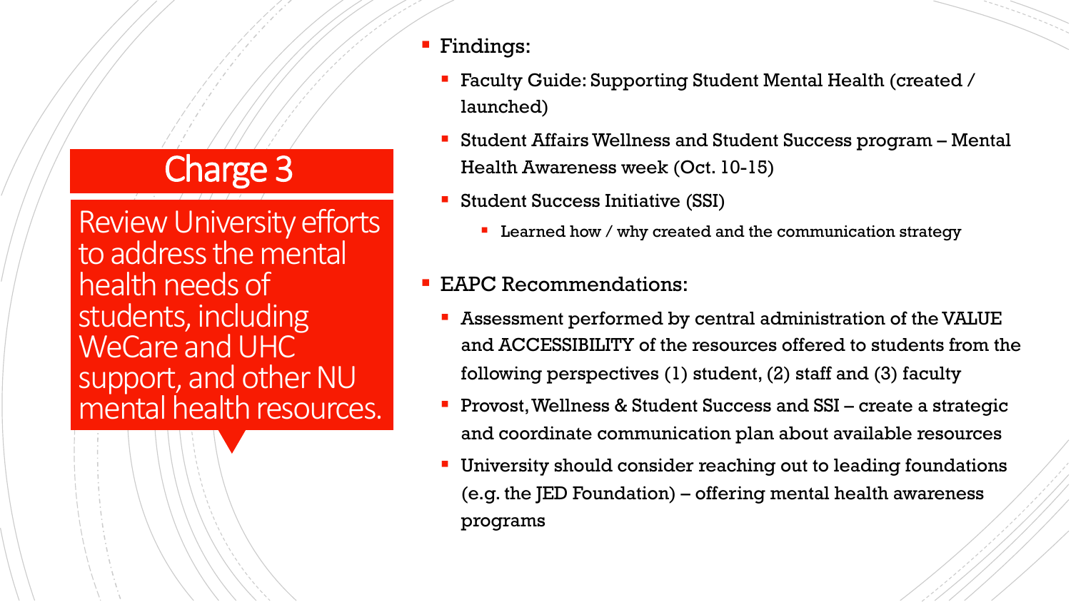# Charge 3

Review University efforts to address the mental health needs of students, including WeCare and UHC support, and other NU mental health resources.

- Findings:
  - Faculty Guide: Supporting Student Mental Health (created / launched)
  - Student Affairs Wellness and Student Success program – Mental Health Awareness week (Oct. 10-15)
  - Student Success Initiative (SSI)
    - Learned how / why created and the communication strategy
- EAPC Recommendations:
  - Assessment performed by central administration of the VALUE and ACCESSIBILITY of the resources offered to students from the following perspectives (1) student, (2) staff and (3) faculty
  - Provost, Wellness & Student Success and SSI – create a strategic and coordinate communication plan about available resources
  - University should consider reaching out to leading foundations (e.g. the JED Foundation) – offering mental health awareness programs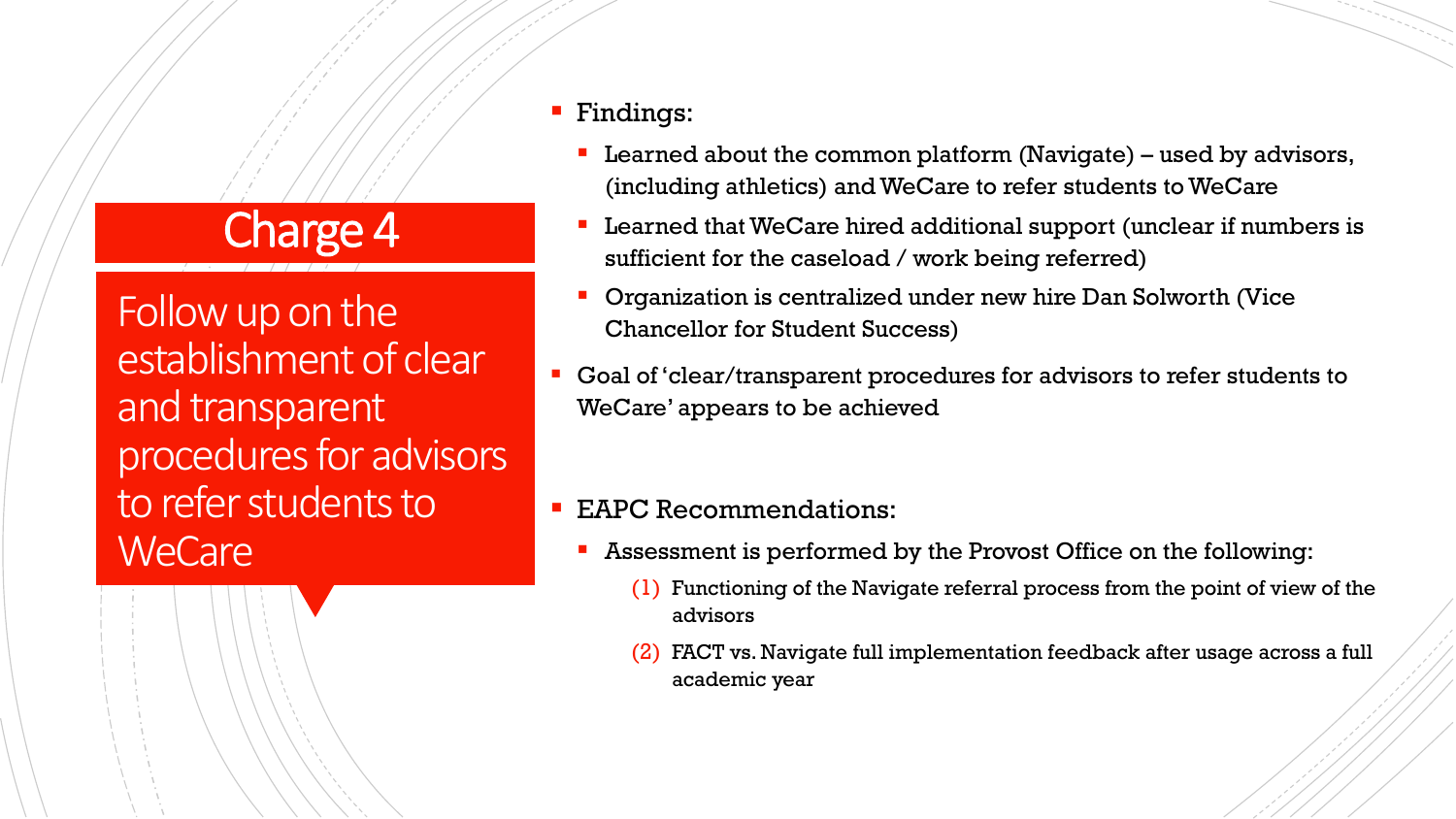# Charge 4

## Follow up on the establishment of clear and transparent procedures for advisors to refer students to WeCare

- Findings:
  - Learned about the common platform (Navigate) – used by advisors, (including athletics) and WeCare to refer students to WeCare
  - Learned that WeCare hired additional support (unclear if numbers is sufficient for the caseload / work being referred)
  - Organization is centralized under new hire Dan Solworth (Vice Chancellor for Student Success)
- Goal of 'clear/transparent procedures for advisors to refer students to WeCare' appears to be achieved

- EAPC Recommendations:
  - Assessment is performed by the Provost Office on the following:
    1. Functioning of the Navigate referral process from the point of view of the advisors
    2. FACT vs. Navigate full implementation feedback after usage across a full academic year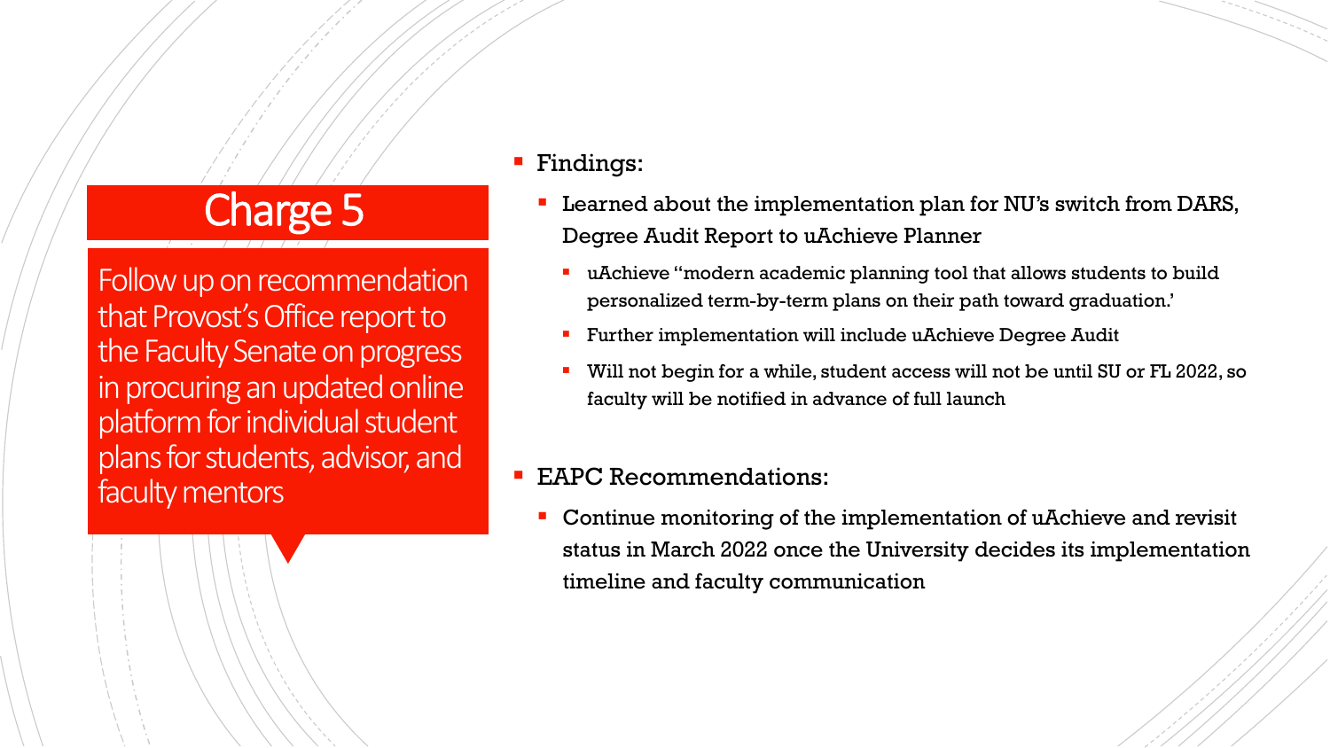# Charge 5

Follow up on recommendation that Provost's Office report to the Faculty Senate on progress in procuring an updated online platform for individual student plans for students, advisor, and faculty mentors

- Findings:
  - Learned about the implementation plan for NU's switch from DARS, Degree Audit Report to uAchieve Planner
    - uAchieve "modern academic planning tool that allows students to build personalized term-by-term plans on their path toward graduation.'
    - Further implementation will include uAchieve Degree Audit
    - Will not begin for a while, student access will not be until SU or FL 2022, so faculty will be notified in advance of full launch
- EAPC Recommendations:
  - Continue monitoring of the implementation of uAchieve and revisit status in March 2022 once the University decides its implementation timeline and faculty communication